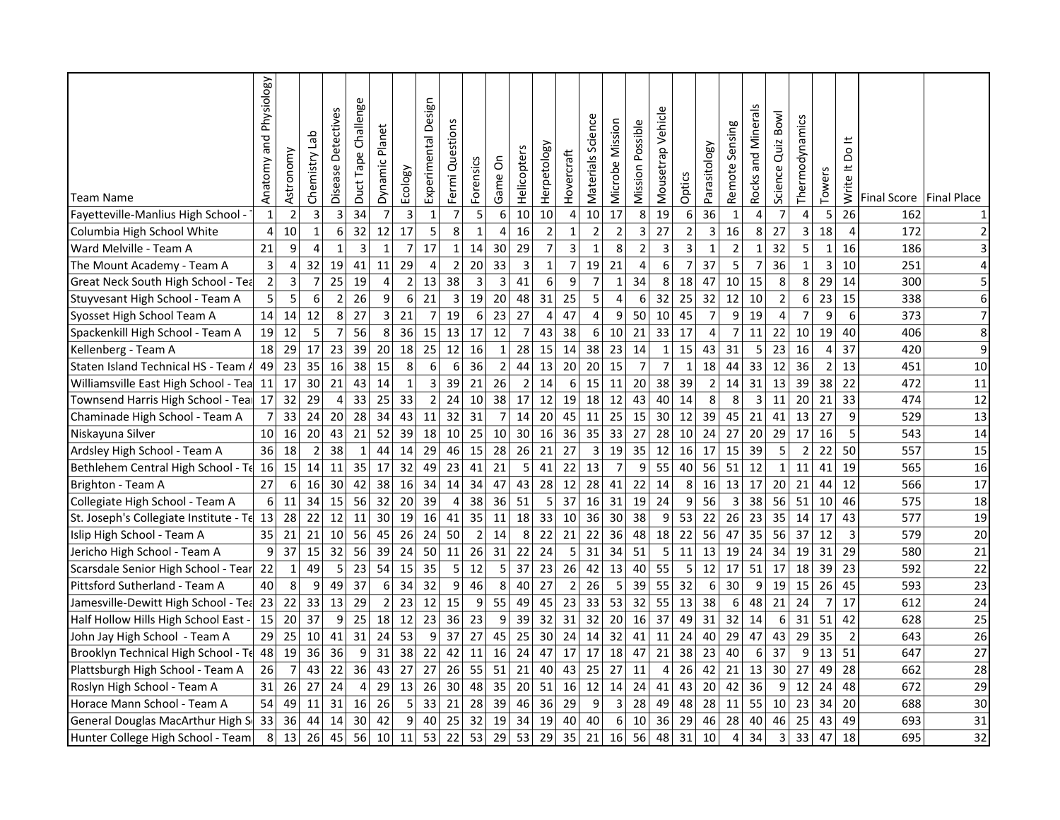| Team Name | Anatomy and Physiology | Astronomy | Chemistry Lab | Disease Detectives | Duct Tape Challenge | Dynamic Planet | Ecology | Experimental Design | Fermi Questions | Forensics | Game On | Helicopters | Herpetology | Hovercraft | Materials Science | Microbe Mission | Mission Possible | Mousetrap Vehicle | Optics | Parasitology | Remote Sensing | Rocks and Minerals | Science Quiz Bowl | Thermodynamics | Towers | Write It Do It | Final Score | Final Place |
|---|---|---|---|---|---|---|---|---|---|---|---|---|---|---|---|---|---|---|---|---|---|---|---|---|---|---|---|---|
| Fayetteville-Manlius High School - | 1 | 2 | 3 | 3 | 34 | 7 | 3 | 1 | 7 | 5 | 6 | 10 | 10 | 4 | 10 | 17 | 8 | 19 | 6 | 36 | 1 | 4 | 7 | 4 | 5 | 26 | 162 | 1 |
| Columbia High School White | 4 | 10 | 1 | 6 | 32 | 12 | 17 | 5 | 8 | 1 | 4 | 16 | 2 | 1 | 2 | 2 | 3 | 27 | 2 | 3 | 16 | 8 | 27 | 3 | 18 | 4 | 172 | 2 |
| Ward Melville - Team A | 21 | 9 | 4 | 1 | 3 | 1 | 7 | 17 | 1 | 14 | 30 | 29 | 7 | 3 | 1 | 8 | 2 | 3 | 3 | 1 | 2 | 1 | 32 | 5 | 1 | 16 | 186 | 3 |
| The Mount Academy - Team A | 3 | 4 | 32 | 19 | 41 | 11 | 29 | 4 | 2 | 20 | 33 | 3 | 1 | 7 | 19 | 21 | 4 | 6 | 7 | 37 | 5 | 7 | 36 | 1 | 3 | 10 | 251 | 4 |
| Great Neck South High School - Tea | 2 | 3 | 7 | 25 | 19 | 4 | 2 | 13 | 38 | 3 | 3 | 41 | 6 | 9 | 7 | 1 | 34 | 8 | 18 | 47 | 10 | 15 | 8 | 8 | 29 | 14 | 300 | 5 |
| Stuyvesant High School - Team A | 5 | 5 | 6 | 2 | 26 | 9 | 6 | 21 | 3 | 19 | 20 | 48 | 31 | 25 | 5 | 4 | 6 | 32 | 25 | 32 | 12 | 10 | 2 | 6 | 23 | 15 | 338 | 6 |
| Syosset High School Team A | 14 | 14 | 12 | 8 | 27 | 3 | 21 | 7 | 19 | 6 | 23 | 27 | 4 | 47 | 4 | 9 | 50 | 10 | 45 | 7 | 9 | 19 | 4 | 7 | 9 | 6 | 373 | 7 |
| Spackenkill High School - Team A | 19 | 12 | 5 | 7 | 56 | 8 | 36 | 15 | 13 | 17 | 12 | 7 | 43 | 38 | 6 | 10 | 21 | 33 | 17 | 4 | 7 | 11 | 22 | 10 | 19 | 40 | 406 | 8 |
| Kellenberg - Team A | 18 | 29 | 17 | 23 | 39 | 20 | 18 | 25 | 12 | 16 | 1 | 28 | 15 | 14 | 38 | 23 | 14 | 1 | 15 | 43 | 31 | 5 | 23 | 16 | 4 | 37 | 420 | 9 |
| Staten Island Technical HS - Team A | 49 | 23 | 35 | 16 | 38 | 15 | 8 | 6 | 6 | 36 | 2 | 44 | 13 | 20 | 20 | 15 | 7 | 7 | 1 | 18 | 44 | 33 | 12 | 36 | 2 | 13 | 451 | 10 |
| Williamsville East High School - Tea | 11 | 17 | 30 | 21 | 43 | 14 | 1 | 3 | 39 | 21 | 26 | 2 | 14 | 6 | 15 | 11 | 20 | 38 | 39 | 2 | 14 | 31 | 13 | 39 | 38 | 22 | 472 | 11 |
| Townsend Harris High School - Tea | 17 | 32 | 29 | 4 | 33 | 25 | 33 | 2 | 24 | 10 | 38 | 17 | 12 | 19 | 18 | 12 | 43 | 40 | 14 | 8 | 8 | 3 | 11 | 20 | 21 | 33 | 474 | 12 |
| Chaminade High School - Team A | 7 | 33 | 24 | 20 | 28 | 34 | 43 | 11 | 32 | 31 | 7 | 14 | 20 | 45 | 11 | 25 | 15 | 30 | 12 | 39 | 45 | 21 | 41 | 13 | 27 | 9 | 529 | 13 |
| Niskayuna Silver | 10 | 16 | 20 | 43 | 21 | 52 | 39 | 18 | 10 | 25 | 10 | 30 | 16 | 36 | 35 | 33 | 27 | 28 | 10 | 24 | 27 | 20 | 29 | 17 | 16 | 5 | 543 | 14 |
| Ardsley High School - Team A | 36 | 18 | 2 | 38 | 1 | 44 | 14 | 29 | 46 | 15 | 28 | 26 | 21 | 27 | 3 | 19 | 35 | 12 | 16 | 17 | 15 | 39 | 5 | 2 | 22 | 50 | 557 | 15 |
| Bethlehem Central High School - Te | 16 | 15 | 14 | 11 | 35 | 17 | 32 | 49 | 23 | 41 | 21 | 5 | 41 | 22 | 13 | 7 | 9 | 55 | 40 | 56 | 51 | 12 | 1 | 11 | 41 | 19 | 565 | 16 |
| Brighton - Team A | 27 | 6 | 16 | 30 | 42 | 38 | 16 | 34 | 14 | 34 | 47 | 43 | 28 | 12 | 28 | 41 | 22 | 14 | 8 | 16 | 13 | 17 | 20 | 21 | 44 | 12 | 566 | 17 |
| Collegiate High School - Team A | 6 | 11 | 34 | 15 | 56 | 32 | 20 | 39 | 4 | 38 | 36 | 51 | 5 | 37 | 16 | 31 | 19 | 24 | 9 | 56 | 3 | 38 | 56 | 51 | 10 | 46 | 575 | 18 |
| St. Joseph's Collegiate Institute - Te | 13 | 28 | 22 | 12 | 11 | 30 | 19 | 16 | 41 | 35 | 11 | 18 | 33 | 10 | 36 | 30 | 38 | 9 | 53 | 22 | 26 | 23 | 35 | 14 | 17 | 43 | 577 | 19 |
| Islip High School - Team A | 35 | 21 | 21 | 10 | 56 | 45 | 26 | 24 | 50 | 2 | 14 | 8 | 22 | 21 | 22 | 36 | 48 | 18 | 22 | 56 | 47 | 35 | 56 | 37 | 12 | 3 | 579 | 20 |
| Jericho High School - Team A | 9 | 37 | 15 | 32 | 56 | 39 | 24 | 50 | 11 | 26 | 31 | 22 | 24 | 5 | 31 | 34 | 51 | 5 | 11 | 13 | 19 | 24 | 34 | 19 | 31 | 29 | 580 | 21 |
| Scarsdale Senior High School - Tear | 22 | 1 | 49 | 5 | 23 | 54 | 15 | 35 | 5 | 12 | 5 | 37 | 23 | 26 | 42 | 13 | 40 | 55 | 5 | 12 | 17 | 51 | 17 | 18 | 39 | 23 | 592 | 22 |
| Pittsford Sutherland - Team A | 40 | 8 | 9 | 49 | 37 | 6 | 34 | 32 | 9 | 46 | 8 | 40 | 27 | 2 | 26 | 5 | 39 | 55 | 32 | 6 | 30 | 9 | 19 | 15 | 26 | 45 | 593 | 23 |
| Jamesville-Dewitt High School - Tea | 23 | 22 | 33 | 13 | 29 | 2 | 23 | 12 | 15 | 9 | 55 | 49 | 45 | 23 | 33 | 53 | 32 | 55 | 13 | 38 | 6 | 48 | 21 | 24 | 7 | 17 | 612 | 24 |
| Half Hollow Hills High School East - | 15 | 20 | 37 | 9 | 25 | 18 | 12 | 23 | 36 | 23 | 9 | 39 | 32 | 31 | 32 | 20 | 16 | 37 | 49 | 31 | 32 | 14 | 6 | 31 | 51 | 42 | 628 | 25 |
| John Jay High School - Team A | 29 | 25 | 10 | 41 | 31 | 24 | 53 | 9 | 37 | 27 | 45 | 25 | 30 | 24 | 14 | 32 | 41 | 11 | 24 | 40 | 29 | 47 | 43 | 29 | 35 | 2 | 643 | 26 |
| Brooklyn Technical High School - Te | 48 | 19 | 36 | 36 | 9 | 31 | 38 | 22 | 42 | 11 | 16 | 24 | 47 | 17 | 17 | 18 | 47 | 21 | 38 | 23 | 40 | 6 | 37 | 9 | 13 | 51 | 647 | 27 |
| Plattsburgh High School - Team A | 26 | 7 | 43 | 22 | 36 | 43 | 27 | 27 | 26 | 55 | 51 | 21 | 40 | 43 | 25 | 27 | 11 | 4 | 26 | 42 | 21 | 13 | 30 | 27 | 49 | 28 | 662 | 28 |
| Roslyn High School - Team A | 31 | 26 | 27 | 24 | 4 | 29 | 13 | 26 | 30 | 48 | 35 | 20 | 51 | 16 | 12 | 14 | 24 | 41 | 43 | 20 | 42 | 36 | 9 | 12 | 24 | 48 | 672 | 29 |
| Horace Mann School - Team A | 54 | 49 | 11 | 31 | 16 | 26 | 5 | 33 | 21 | 28 | 39 | 46 | 36 | 29 | 9 | 3 | 28 | 49 | 48 | 28 | 11 | 55 | 10 | 23 | 34 | 20 | 688 | 30 |
| General Douglas MacArthur High S | 33 | 36 | 44 | 14 | 30 | 42 | 9 | 40 | 25 | 32 | 19 | 34 | 19 | 40 | 40 | 6 | 10 | 36 | 29 | 46 | 28 | 40 | 46 | 25 | 43 | 49 | 693 | 31 |
| Hunter College High School - Team | 8 | 13 | 26 | 45 | 56 | 10 | 11 | 53 | 22 | 53 | 29 | 53 | 29 | 35 | 21 | 16 | 56 | 48 | 31 | 10 | 4 | 34 | 3 | 33 | 47 | 18 | 695 | 32 |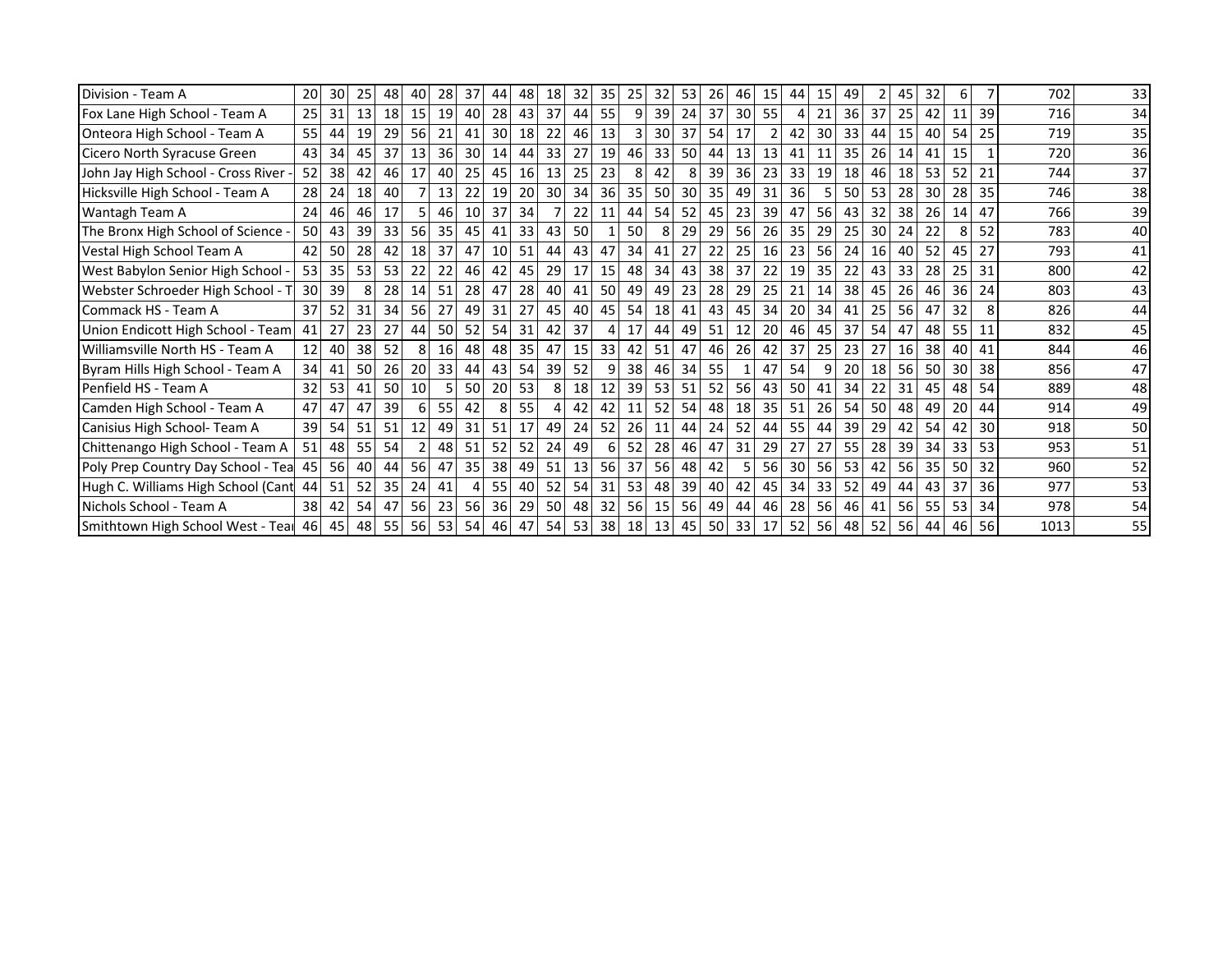| | | | | | | | | | | | | | | | | | | | | | | | | | | | |
|---|---|---|---|---|---|---|---|---|---|---|---|---|---|---|---|---|---|---|---|---|---|---|---|---|---|---|---|
| Division - Team A | 20 | 30 | 25 | 48 | 40 | 28 | 37 | 44 | 48 | 18 | 32 | 35 | 25 | 32 | 53 | 26 | 46 | 15 | 44 | 15 | 49 | 2 | 45 | 32 | 6 | 7 | 702 | 33 |
| Fox Lane High School - Team A | 25 | 31 | 13 | 18 | 15 | 19 | 40 | 28 | 43 | 37 | 44 | 55 | 9 | 39 | 24 | 37 | 30 | 55 | 4 | 21 | 36 | 37 | 25 | 42 | 11 | 39 | 716 | 34 |
| Onteora High School - Team A | 55 | 44 | 19 | 29 | 56 | 21 | 41 | 30 | 18 | 22 | 46 | 13 | 3 | 30 | 37 | 54 | 17 | 2 | 42 | 30 | 33 | 44 | 15 | 40 | 54 | 25 | 719 | 35 |
| Cicero North Syracuse Green | 43 | 34 | 45 | 37 | 13 | 36 | 30 | 14 | 44 | 33 | 27 | 19 | 46 | 33 | 50 | 44 | 13 | 13 | 41 | 11 | 35 | 26 | 14 | 41 | 15 | 1 | 720 | 36 |
| John Jay High School - Cross River - | 52 | 38 | 42 | 46 | 17 | 40 | 25 | 45 | 16 | 13 | 25 | 23 | 8 | 42 | 8 | 39 | 36 | 23 | 33 | 19 | 18 | 46 | 18 | 53 | 52 | 21 | 744 | 37 |
| Hicksville High School - Team A | 28 | 24 | 18 | 40 | 7 | 13 | 22 | 19 | 20 | 30 | 34 | 36 | 35 | 50 | 30 | 35 | 49 | 31 | 36 | 5 | 50 | 53 | 28 | 30 | 28 | 35 | 746 | 38 |
| Wantagh Team A | 24 | 46 | 46 | 17 | 5 | 46 | 10 | 37 | 34 | 7 | 22 | 11 | 44 | 54 | 52 | 45 | 23 | 39 | 47 | 56 | 43 | 32 | 38 | 26 | 14 | 47 | 766 | 39 |
| The Bronx High School of Science - | 50 | 43 | 39 | 33 | 56 | 35 | 45 | 41 | 33 | 43 | 50 | 1 | 50 | 8 | 29 | 29 | 56 | 26 | 35 | 29 | 25 | 30 | 24 | 22 | 8 | 52 | 783 | 40 |
| Vestal High School Team A | 42 | 50 | 28 | 42 | 18 | 37 | 47 | 10 | 51 | 44 | 43 | 47 | 34 | 41 | 27 | 22 | 25 | 16 | 23 | 56 | 24 | 16 | 40 | 52 | 45 | 27 | 793 | 41 |
| West Babylon Senior High School - | 53 | 35 | 53 | 53 | 22 | 22 | 46 | 42 | 45 | 29 | 17 | 15 | 48 | 34 | 43 | 38 | 37 | 22 | 19 | 35 | 22 | 43 | 33 | 28 | 25 | 31 | 800 | 42 |
| Webster Schroeder High School - T | 30 | 39 | 8 | 28 | 14 | 51 | 28 | 47 | 28 | 40 | 41 | 50 | 49 | 49 | 23 | 28 | 29 | 25 | 21 | 14 | 38 | 45 | 26 | 46 | 36 | 24 | 803 | 43 |
| Commack HS - Team A | 37 | 52 | 31 | 34 | 56 | 27 | 49 | 31 | 27 | 45 | 40 | 45 | 54 | 18 | 41 | 43 | 45 | 34 | 20 | 34 | 41 | 25 | 56 | 47 | 32 | 8 | 826 | 44 |
| Union Endicott High School - Team | 41 | 27 | 23 | 27 | 44 | 50 | 52 | 54 | 31 | 42 | 37 | 4 | 17 | 44 | 49 | 51 | 12 | 20 | 46 | 45 | 37 | 54 | 47 | 48 | 55 | 11 | 832 | 45 |
| Williamsville North HS - Team A | 12 | 40 | 38 | 52 | 8 | 16 | 48 | 48 | 35 | 47 | 15 | 33 | 42 | 51 | 47 | 46 | 26 | 42 | 37 | 25 | 23 | 27 | 16 | 38 | 40 | 41 | 844 | 46 |
| Byram Hills High School - Team A | 34 | 41 | 50 | 26 | 20 | 33 | 44 | 43 | 54 | 39 | 52 | 9 | 38 | 46 | 34 | 55 | 1 | 47 | 54 | 9 | 20 | 18 | 56 | 50 | 30 | 38 | 856 | 47 |
| Penfield HS - Team A | 32 | 53 | 41 | 50 | 10 | 5 | 50 | 20 | 53 | 8 | 18 | 12 | 39 | 53 | 51 | 52 | 56 | 43 | 50 | 41 | 34 | 22 | 31 | 45 | 48 | 54 | 889 | 48 |
| Camden High School - Team A | 47 | 47 | 47 | 39 | 6 | 55 | 42 | 8 | 55 | 4 | 42 | 42 | 11 | 52 | 54 | 48 | 18 | 35 | 51 | 26 | 54 | 50 | 48 | 49 | 20 | 44 | 914 | 49 |
| Canisius High School- Team A | 39 | 54 | 51 | 51 | 12 | 49 | 31 | 51 | 17 | 49 | 24 | 52 | 26 | 11 | 44 | 24 | 52 | 44 | 55 | 44 | 39 | 29 | 42 | 54 | 42 | 30 | 918 | 50 |
| Chittenango High School - Team A | 51 | 48 | 55 | 54 | 2 | 48 | 51 | 52 | 52 | 24 | 49 | 6 | 52 | 28 | 46 | 47 | 31 | 29 | 27 | 27 | 55 | 28 | 39 | 34 | 33 | 53 | 953 | 51 |
| Poly Prep Country Day School - Tea | 45 | 56 | 40 | 44 | 56 | 47 | 35 | 38 | 49 | 51 | 13 | 56 | 37 | 56 | 48 | 42 | 5 | 56 | 30 | 56 | 53 | 42 | 56 | 35 | 50 | 32 | 960 | 52 |
| Hugh C. Williams High School (Cant | 44 | 51 | 52 | 35 | 24 | 41 | 4 | 55 | 40 | 52 | 54 | 31 | 53 | 48 | 39 | 40 | 42 | 45 | 34 | 33 | 52 | 49 | 44 | 43 | 37 | 36 | 977 | 53 |
| Nichols School - Team A | 38 | 42 | 54 | 47 | 56 | 23 | 56 | 36 | 29 | 50 | 48 | 32 | 56 | 15 | 56 | 49 | 44 | 46 | 28 | 56 | 46 | 41 | 56 | 55 | 53 | 34 | 978 | 54 |
| Smithtown High School West - Tea | 46 | 45 | 48 | 55 | 56 | 53 | 54 | 46 | 47 | 54 | 53 | 38 | 18 | 13 | 45 | 50 | 33 | 17 | 52 | 56 | 48 | 52 | 56 | 44 | 46 | 56 | 1013 | 55 |